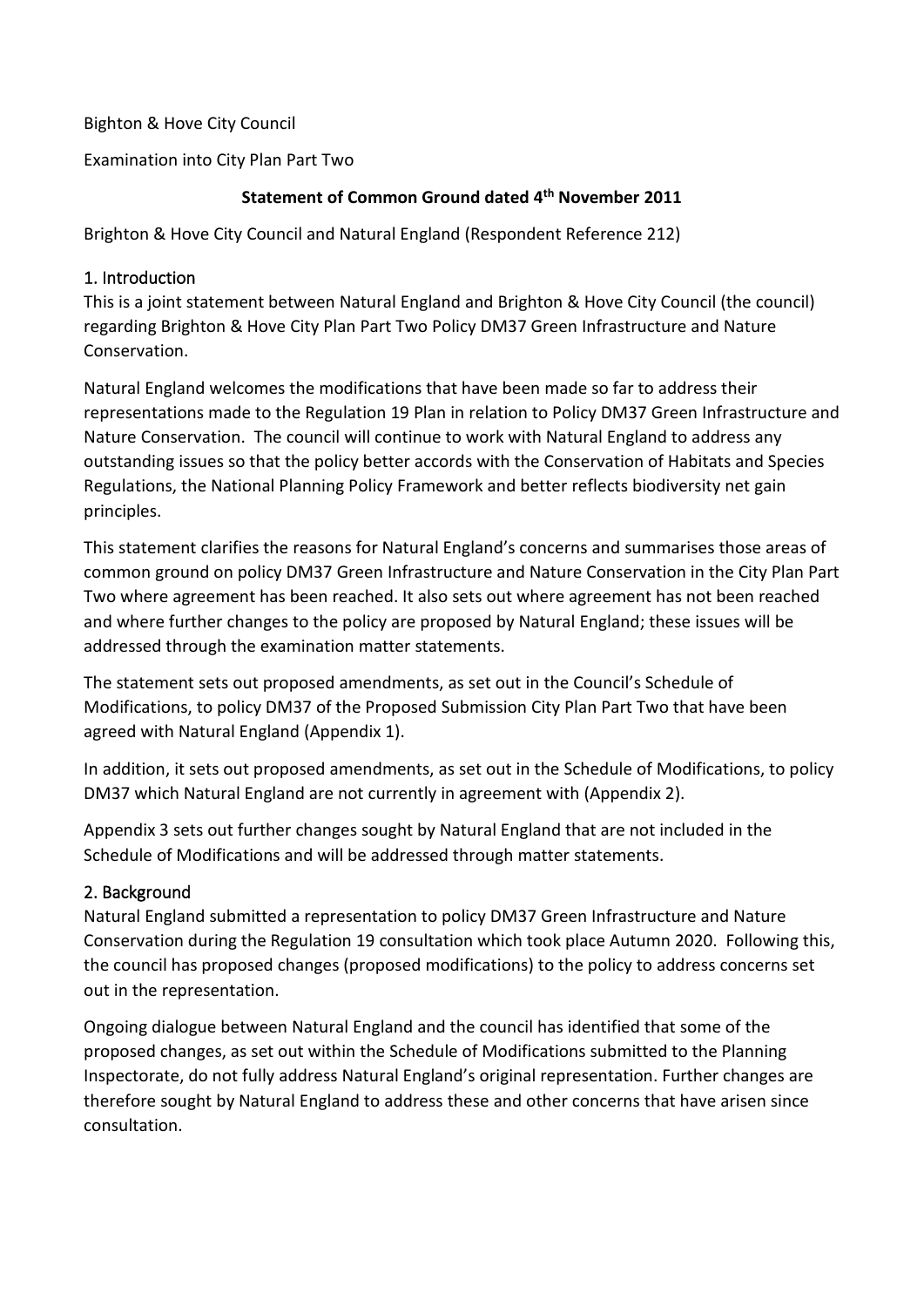Bighton & Hove City Council

Examination into City Plan Part Two

**Statement of Common Ground dated 4th November 2011**

Brighton & Hove City Council and Natural England (Respondent Reference 212)

## 1. Introduction

This is a joint statement between Natural England and Brighton & Hove City Council (the council) regarding Brighton & Hove City Plan Part Two Policy DM37 Green Infrastructure and Nature Conservation.

Natural England welcomes the modifications that have been made so far to address their representations made to the Regulation 19 Plan in relation to Policy DM37 Green Infrastructure and Nature Conservation. The council will continue to work with Natural England to address any outstanding issues so that the policy better accords with the Conservation of Habitats and Species Regulations, the National Planning Policy Framework and better reflects biodiversity net gain principles.

This statement clarifies the reasons for Natural England's concerns and summarises those areas of common ground on policy DM37 Green Infrastructure and Nature Conservation in the City Plan Part Two where agreement has been reached. It also sets out where agreement has not been reached and where further changes to the policy are proposed by Natural England; these issues will be addressed through the examination matter statements.

The statement sets out proposed amendments, as set out in the Council's Schedule of Modifications, to policy DM37 of the Proposed Submission City Plan Part Two that have been agreed with Natural England (Appendix 1).

In addition, it sets out proposed amendments, as set out in the Schedule of Modifications, to policy DM37 which Natural England are not currently in agreement with (Appendix 2).

Appendix 3 sets out further changes sought by Natural England that are not included in the Schedule of Modifications and will be addressed through matter statements.

## 2. Background

Natural England submitted a representation to policy DM37 Green Infrastructure and Nature Conservation during the Regulation 19 consultation which took place Autumn 2020. Following this, the council has proposed changes (proposed modifications) to the policy to address concerns set out in the representation.

Ongoing dialogue between Natural England and the council has identified that some of the proposed changes, as set out within the Schedule of Modifications submitted to the Planning Inspectorate, do not fully address Natural England's original representation. Further changes are therefore sought by Natural England to address these and other concerns that have arisen since consultation.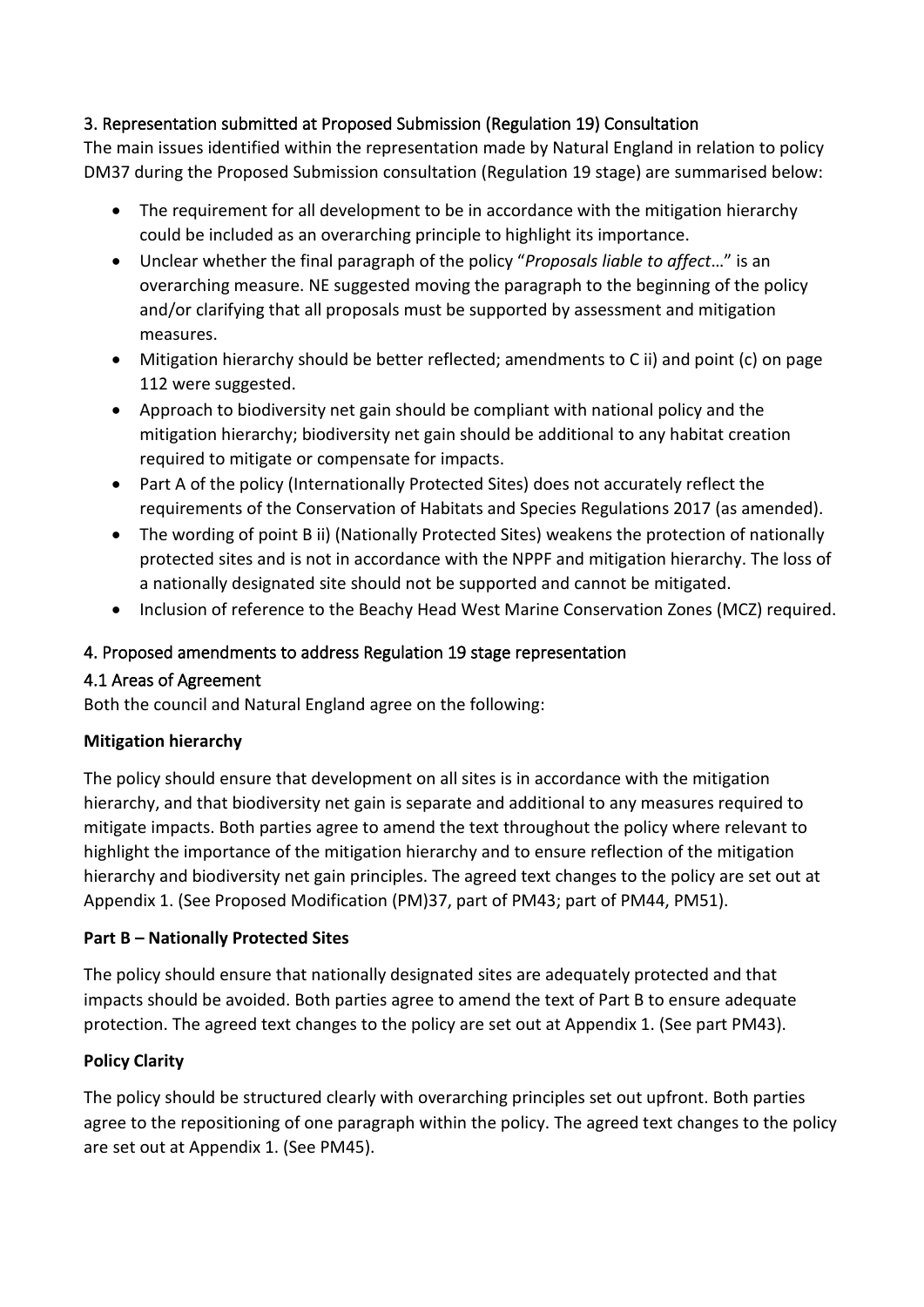## 3. Representation submitted at Proposed Submission (Regulation 19) Consultation

The main issues identified within the representation made by Natural England in relation to policy DM37 during the Proposed Submission consultation (Regulation 19 stage) are summarised below:

- The requirement for all development to be in accordance with the mitigation hierarchy could be included as an overarching principle to highlight its importance.
- Unclear whether the final paragraph of the policy "*Proposals liable to affect*…" is an overarching measure. NE suggested moving the paragraph to the beginning of the policy and/or clarifying that all proposals must be supported by assessment and mitigation measures.
- Mitigation hierarchy should be better reflected; amendments to C ii) and point (c) on page 112 were suggested.
- Approach to biodiversity net gain should be compliant with national policy and the mitigation hierarchy; biodiversity net gain should be additional to any habitat creation required to mitigate or compensate for impacts.
- Part A of the policy (Internationally Protected Sites) does not accurately reflect the requirements of the Conservation of Habitats and Species Regulations 2017 (as amended).
- The wording of point B ii) (Nationally Protected Sites) weakens the protection of nationally protected sites and is not in accordance with the NPPF and mitigation hierarchy. The loss of a nationally designated site should not be supported and cannot be mitigated.
- Inclusion of reference to the Beachy Head West Marine Conservation Zones (MCZ) required.

## 4. Proposed amendments to address Regulation 19 stage representation

### 4.1 Areas of Agreement

Both the council and Natural England agree on the following:

**Mitigation hierarchy**

The policy should ensure that development on all sites is in accordance with the mitigation hierarchy, and that biodiversity net gain is separate and additional to any measures required to mitigate impacts. Both parties agree to amend the text throughout the policy where relevant to highlight the importance of the mitigation hierarchy and to ensure reflection of the mitigation hierarchy and biodiversity net gain principles. The agreed text changes to the policy are set out at Appendix 1. (See Proposed Modification (PM)37, part of PM43; part of PM44, PM51).

**Part B – Nationally Protected Sites**

The policy should ensure that nationally designated sites are adequately protected and that impacts should be avoided. Both parties agree to amend the text of Part B to ensure adequate protection. The agreed text changes to the policy are set out at Appendix 1. (See part PM43).

**Policy Clarity**

The policy should be structured clearly with overarching principles set out upfront. Both parties agree to the repositioning of one paragraph within the policy. The agreed text changes to the policy are set out at Appendix 1. (See PM45).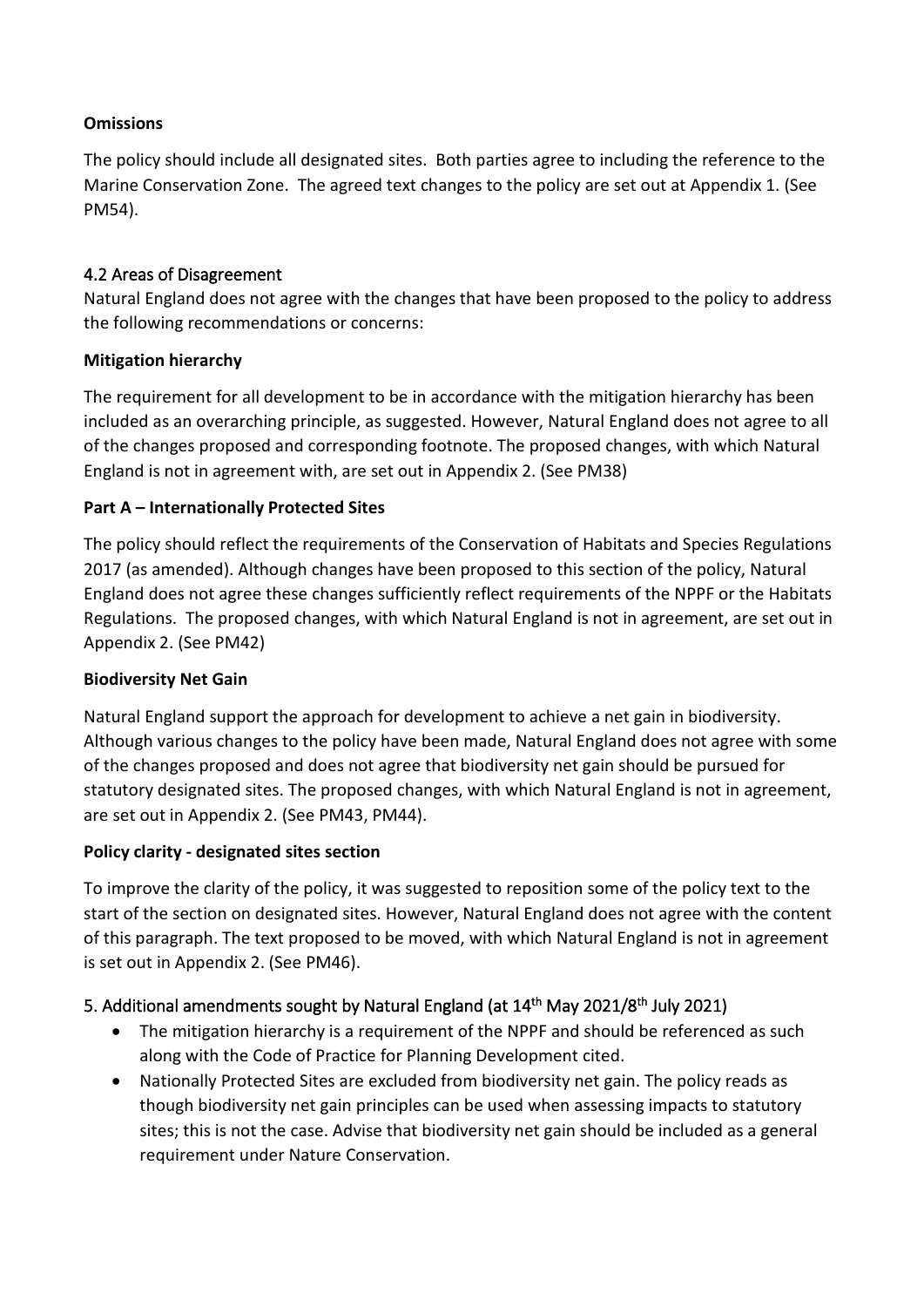**Omissions**

The policy should include all designated sites. Both parties agree to including the reference to the Marine Conservation Zone. The agreed text changes to the policy are set out at Appendix 1. (See PM54).

## 4.2 Areas of Disagreement

Natural England does not agree with the changes that have been proposed to the policy to address the following recommendations or concerns:

**Mitigation hierarchy**

The requirement for all development to be in accordance with the mitigation hierarchy has been included as an overarching principle, as suggested. However, Natural England does not agree to all of the changes proposed and corresponding footnote. The proposed changes, with which Natural England is not in agreement with, are set out in Appendix 2. (See PM38)

**Part A – Internationally Protected Sites**

The policy should reflect the requirements of the Conservation of Habitats and Species Regulations 2017 (as amended). Although changes have been proposed to this section of the policy, Natural England does not agree these changes sufficiently reflect requirements of the NPPF or the Habitats Regulations. The proposed changes, with which Natural England is not in agreement, are set out in Appendix 2. (See PM42)

**Biodiversity Net Gain**

Natural England support the approach for development to achieve a net gain in biodiversity. Although various changes to the policy have been made, Natural England does not agree with some of the changes proposed and does not agree that biodiversity net gain should be pursued for statutory designated sites. The proposed changes, with which Natural England is not in agreement, are set out in Appendix 2. (See PM43, PM44).

**Policy clarity - designated sites section**

To improve the clarity of the policy, it was suggested to reposition some of the policy text to the start of the section on designated sites. However, Natural England does not agree with the content of this paragraph. The text proposed to be moved, with which Natural England is not in agreement is set out in Appendix 2. (See PM46).

## 5. Additional amendments sought by Natural England (at 14th May 2021/8th July 2021)

- The mitigation hierarchy is a requirement of the NPPF and should be referenced as such along with the Code of Practice for Planning Development cited.
- Nationally Protected Sites are excluded from biodiversity net gain. The policy reads as though biodiversity net gain principles can be used when assessing impacts to statutory sites; this is not the case. Advise that biodiversity net gain should be included as a general requirement under Nature Conservation.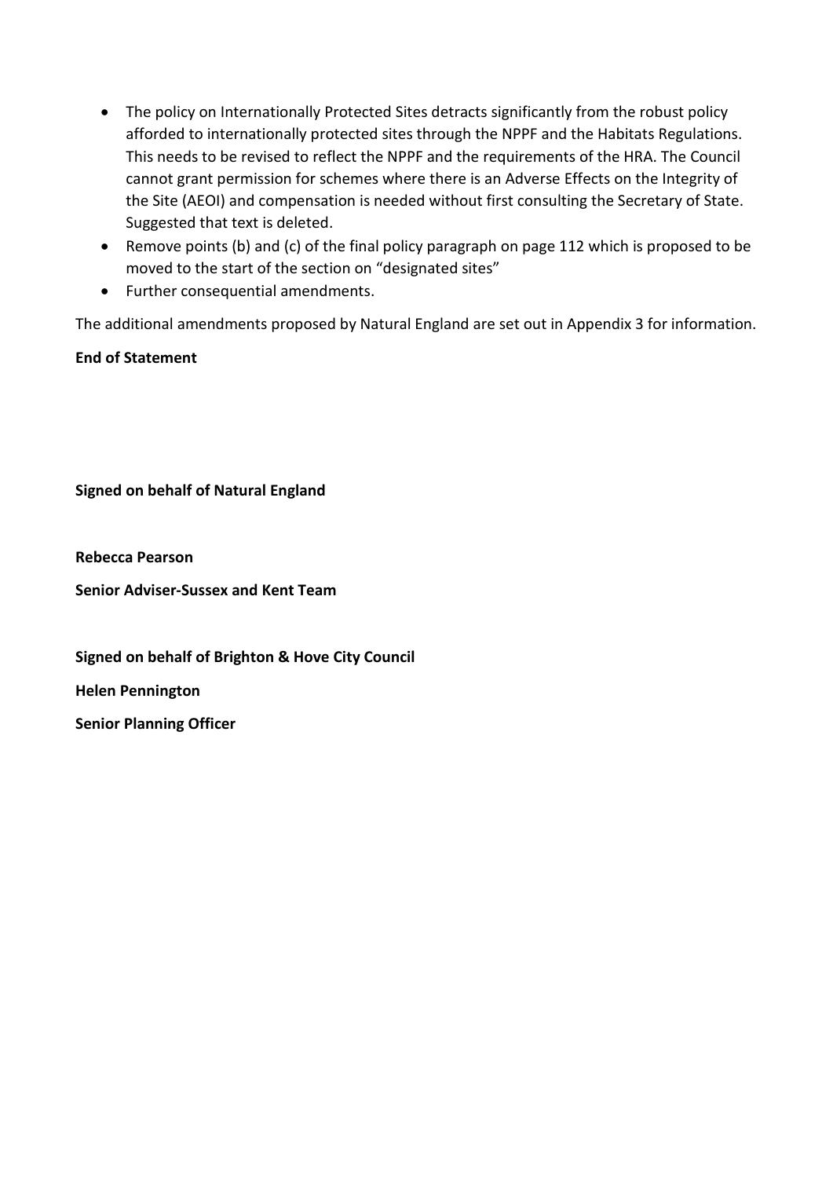- The policy on Internationally Protected Sites detracts significantly from the robust policy afforded to internationally protected sites through the NPPF and the Habitats Regulations. This needs to be revised to reflect the NPPF and the requirements of the HRA. The Council cannot grant permission for schemes where there is an Adverse Effects on the Integrity of the Site (AEOI) and compensation is needed without first consulting the Secretary of State. Suggested that text is deleted.
- Remove points (b) and (c) of the final policy paragraph on page 112 which is proposed to be moved to the start of the section on "designated sites"
- Further consequential amendments.

The additional amendments proposed by Natural England are set out in Appendix 3 for information.

**End of Statement**

**Signed on behalf of Natural England**

**Rebecca Pearson**

**Senior Adviser-Sussex and Kent Team**

**Signed on behalf of Brighton & Hove City Council**

**Helen Pennington**

**Senior Planning Officer**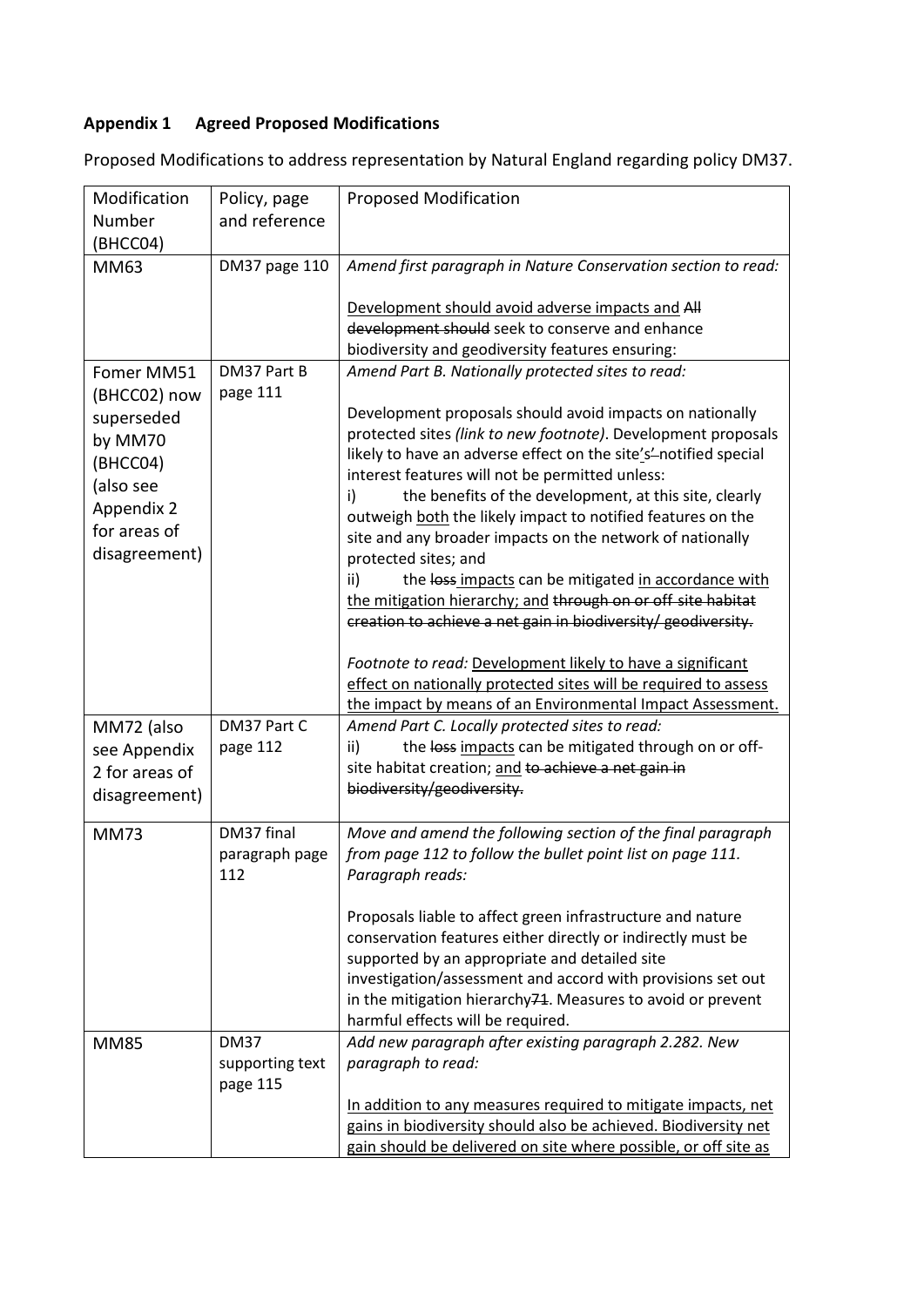**Appendix 1 Agreed Proposed Modifications**

Proposed Modifications to address representation by Natural England regarding policy DM37.

| Modification Number (BHCC04) | Policy, page and reference | Proposed Modification |
|---|---|---|
| MM63 | DM37 page 110 | *Amend first paragraph in Nature Conservation section to read:*<br><br><u>Development should avoid adverse impacts and</u> ~~All development should~~ seek to conserve and enhance biodiversity and geodiversity features ensuring: |
| Fomer MM51 (BHCC02) now superseded by MM70 (BHCC04) (also see Appendix 2 for areas of disagreement) | DM37 Part B page 111 | *Amend Part B. Nationally protected sites to read:*<br><br>Development proposals should avoid impacts on nationally protected sites *(link to new footnote)*. Development proposals likely to have an adverse effect on the site<u>'s</u>~~s'~~ notified special interest features will not be permitted unless:<br>i) the benefits of the development, at this site, clearly outweigh <u>both</u> the likely impact to notified features on the site and any broader impacts on the network of nationally protected sites; and<br>ii) the ~~loss~~ <u>impacts</u> can be mitigated <u>in accordance with the mitigation hierarchy; and</u> ~~through on or off site habitat creation to achieve a net gain in biodiversity/ geodiversity.~~<br><br>*Footnote to read:* <u>Development likely to have a significant effect on nationally protected sites will be required to assess the impact by means of an Environmental Impact Assessment.</u> |
| MM72 (also see Appendix 2 for areas of disagreement) | DM37 Part C page 112 | *Amend Part C. Locally protected sites to read:*<br>ii) the ~~loss~~ <u>impacts</u> can be mitigated through on or off-site habitat creation; <u>and</u> ~~to achieve a net gain in biodiversity/geodiversity.~~ |
| MM73 | DM37 final paragraph page 112 | *Move and amend the following section of the final paragraph from page 112 to follow the bullet point list on page 111. Paragraph reads:*<br><br>Proposals liable to affect green infrastructure and nature conservation features either directly or indirectly must be supported by an appropriate and detailed site investigation/assessment and accord with provisions set out in the mitigation hierarchy~~71~~. Measures to avoid or prevent harmful effects will be required. |
| MM85 | DM37 supporting text page 115 | *Add new paragraph after existing paragraph 2.282. New paragraph to read:*<br><br><u>In addition to any measures required to mitigate impacts, net gains in biodiversity should also be achieved. Biodiversity net gain should be delivered on site where possible, or off site as</u> |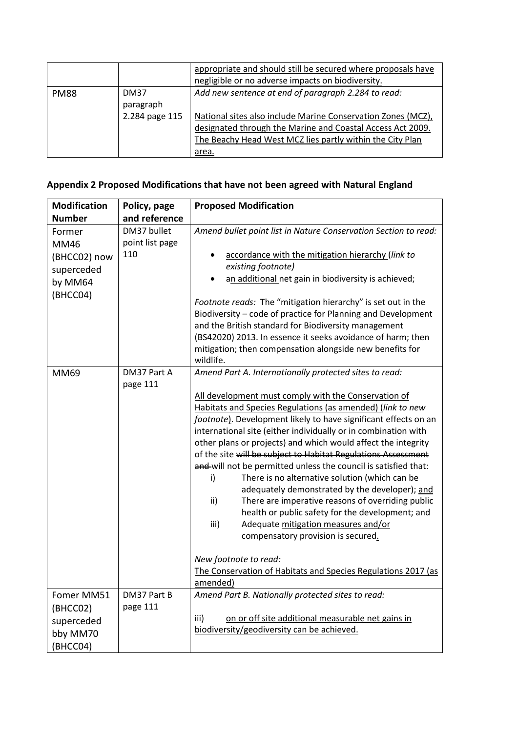| | | |
|---|---|---|
| | | appropriate and should still be secured where proposals have negligible or no adverse impacts on biodiversity. |
| PM88 | DM37 paragraph 2.284 page 115 | *Add new sentence at end of paragraph 2.284 to read:*<br><br><u>National sites also include Marine Conservation Zones (MCZ), designated through the Marine and Coastal Access Act 2009. The Beachy Head West MCZ lies partly within the City Plan area.</u> |

## Appendix 2 Proposed Modifications that have not been agreed with Natural England

| Modification Number | Policy, page and reference | Proposed Modification |
|---|---|---|
| Former MM46 (BHCC02) now superceded by MM64 (BHCC04) | DM37 bullet point list page 110 | *Amend bullet point list in Nature Conservation Section to read:*<br><br>• <u>accordance with the mitigation hierarchy</u> (*link to existing footnote)*<br>• a<u>n additional</u> net gain in biodiversity is achieved;<br><br>*Footnote reads:* The "mitigation hierarchy" is set out in the Biodiversity – code of practice for Planning and Development and the British standard for Biodiversity management (BS42020) 2013. In essence it seeks avoidance of harm; then mitigation; then compensation alongside new benefits for wildlife. |
| MM69 | DM37 Part A page 111 | *Amend Part A. Internationally protected sites to read:*<br><br><u>All development must comply with the Conservation of Habitats and Species Regulations (as amended) (</u>*<u>link to new footnote</u>*<u>)</u>. Development likely to have significant effects on an international site (either individually or in combination with other plans or projects) and which would affect the integrity of the site ~~will be subject to Habitat Regulations Assessment and~~ will not be permitted unless the council is satisfied that:<br>i) There is no alternative solution (which can be adequately demonstrated by the developer); <u>and</u><br>ii) There are imperative reasons of overriding public health or public safety for the development; and<br>iii) Adequate <u>mitigation measures and/or</u> compensatory provision is secured<u>.</u><br><br>*New footnote to read:*<br><u>The Conservation of Habitats and Species Regulations 2017 (as amended)</u> |
| Fomer MM51 (BHCC02) superceded bby MM70 (BHCC04) | DM37 Part B page 111 | *Amend Part B. Nationally protected sites to read:*<br><br>iii) <u>on or off site additional measurable net gains in biodiversity/geodiversity can be achieved.</u> |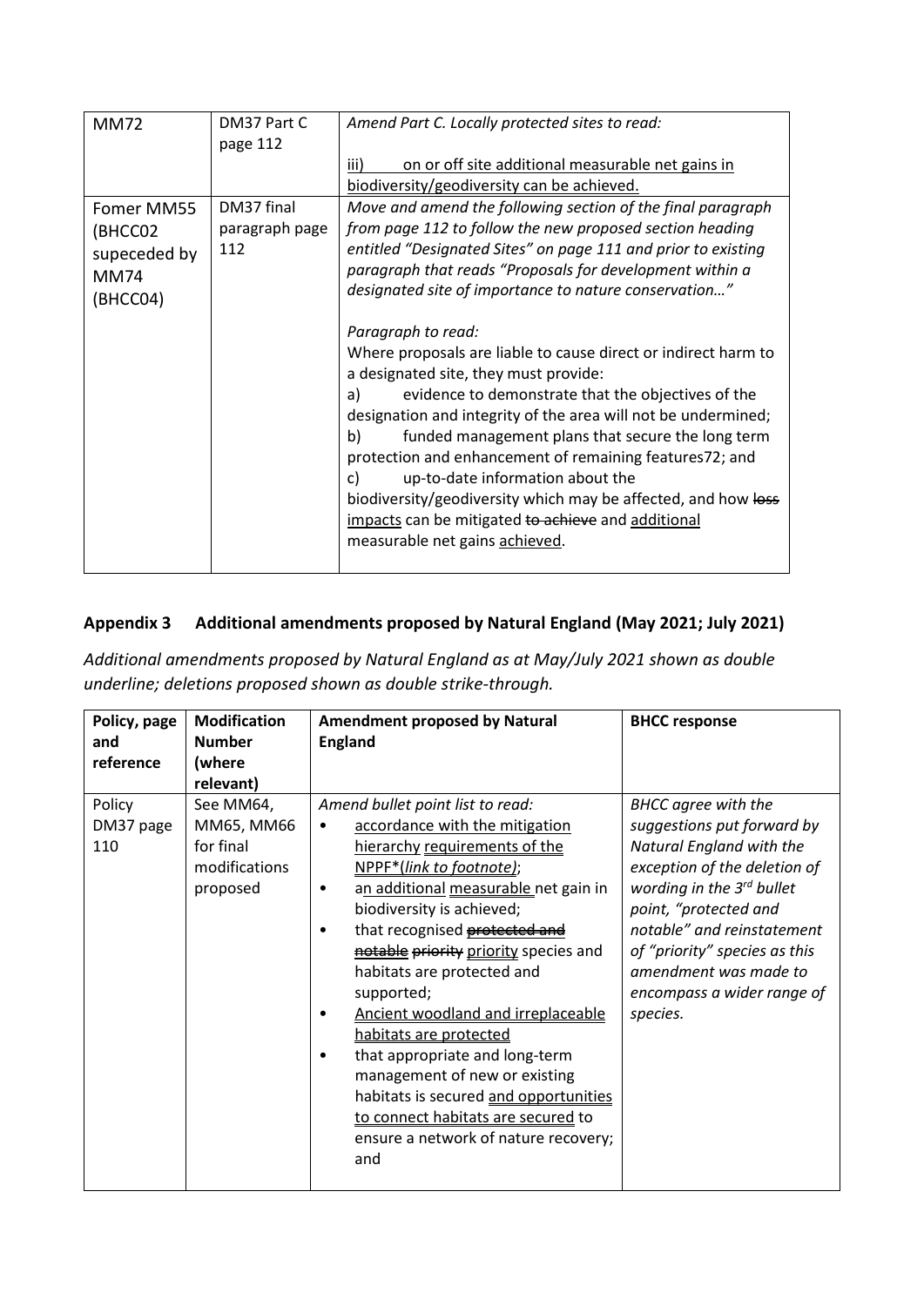| | | |
|---|---|---|
| MM72 | DM37 Part C page 112 | *Amend Part C. Locally protected sites to read:*<br><br><u>iii) on or off site additional measurable net gains in biodiversity/geodiversity can be achieved.</u> |
| Fomer MM55 (BHCC02 supeceded by MM74 (BHCC04) | DM37 final paragraph page 112 | *Move and amend the following section of the final paragraph from page 112 to follow the new proposed section heading entitled "Designated Sites" on page 111 and prior to existing paragraph that reads "Proposals for development within a designated site of importance to nature conservation…"*<br><br>*Paragraph to read:*<br>Where proposals are liable to cause direct or indirect harm to a designated site, they must provide:<br>a) evidence to demonstrate that the objectives of the designation and integrity of the area will not be undermined;<br>b) funded management plans that secure the long term protection and enhancement of remaining features72; and<br>c) up-to-date information about the biodiversity/geodiversity which may be affected, and how ~~loss~~ <u>impacts</u> can be mitigated ~~to achieve~~ and <u>additional</u> measurable net gains <u>achieved</u>. |

## Appendix 3 Additional amendments proposed by Natural England (May 2021; July 2021)

*Additional amendments proposed by Natural England as at May/July 2021 shown as double underline; deletions proposed shown as double strike-through.*

| Policy, page and reference | Modification Number (where relevant) | Amendment proposed by Natural England | BHCC response |
|---|---|---|---|
| Policy DM37 page 110 | See MM64, MM65, MM66 for final modifications proposed | *Amend bullet point list to read:*<br>• <u>accordance with the mitigation hierarchy</u> <u>requirements of the NPPF*(*link to footnote*)</u>;<br>• a<u>n additional</u> <u>measurable</u> net gain in biodiversity is achieved;<br>• that recognised ~~protected and notable~~ ~~priority~~ <u>priority</u> species and habitats are protected and supported;<br>• <u>Ancient woodland and irreplaceable habitats are protected</u><br>• that appropriate and long-term management of new or existing habitats is secured <u>and opportunities to connect habitats are secured</u> to ensure a network of nature recovery; and | *BHCC agree with the suggestions put forward by Natural England with the exception of the deletion of wording in the 3rd bullet point, "protected and notable" and reinstatement of "priority" species as this amendment was made to encompass a wider range of species.* |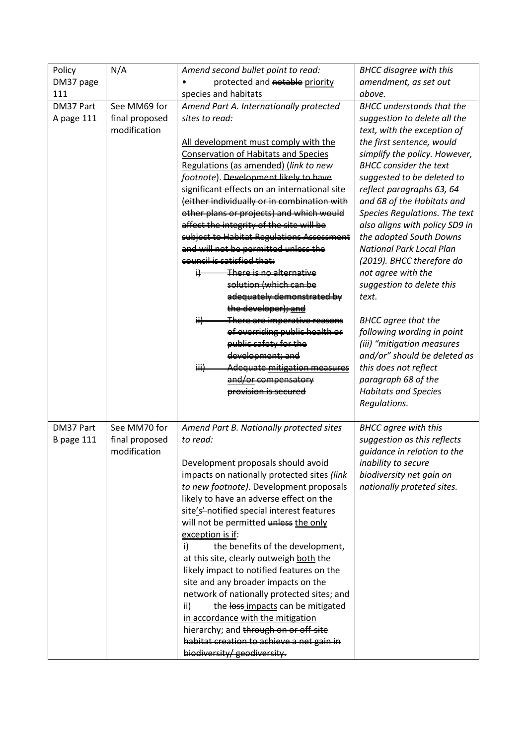| | | | |
|---|---|---|---|
| Policy DM37 page 111 | N/A | *Amend second bullet point to read:*<br>• protected and ~~notable~~ <u>priority</u> species and habitats | *BHCC disagree with this amendment, as set out above.* |
| DM37 Part A page 111 | See MM69 for final proposed modification | *Amend Part A. Internationally protected sites to read:*<br><br><u>All development must comply with the Conservation of Habitats and Species Regulations (as amended) (</u>*<u>link to new footnote</u>*<u>)</u>. ~~Development likely to have significant effects on an international site (either individually or in combination with other plans or projects) and which would affect the integrity of the site will be subject to Habitat Regulations Assessment and will not be permitted unless the council is satisfied that:~~<br>~~i) There is no alternative solution (which can be adequately demonstrated by the developer); and~~<br>~~ii) There are imperative reasons of overriding public health or public safety for the development; and~~<br>~~iii) Adequate <u>mitigation measures and/or</u> compensatory provision is secured~~ | *BHCC understands that the suggestion to delete all the text, with the exception of the first sentence, would simplify the policy. However, BHCC consider the text suggested to be deleted to reflect paragraphs 63, 64 and 68 of the Habitats and Species Regulations. The text also aligns with policy SD9 in the adopted South Downs National Park Local Plan (2019). BHCC therefore do not agree with the suggestion to delete this text.*<br><br>*BHCC agree that the following wording in point (iii) "mitigation measures and/or" should be deleted as this does not reflect paragraph 68 of the Habitats and Species Regulations.* |
| DM37 Part B page 111 | See MM70 for final proposed modification | *Amend Part B. Nationally protected sites to read:*<br><br>Development proposals should avoid impacts on nationally protected sites *(link to new footnote)*. Development proposals likely to have an adverse effect on the site<u>'s</u>~~'~~ notified special interest features will not be permitted ~~unless~~ <u>the only exception is if</u>:<br>i) the benefits of the development, at this site, clearly outweigh <u>both</u> the likely impact to notified features on the site and any broader impacts on the network of nationally protected sites; and<br>ii) the ~~loss~~ <u>impacts</u> can be mitigated <u>in accordance with the mitigation hierarchy; and</u> ~~through on or off-site habitat creation to achieve a net gain in biodiversity/ geodiversity.~~ | *BHCC agree with this suggestion as this reflects guidance in relation to the inability to secure biodiversity net gain on nationally proteted sites.* |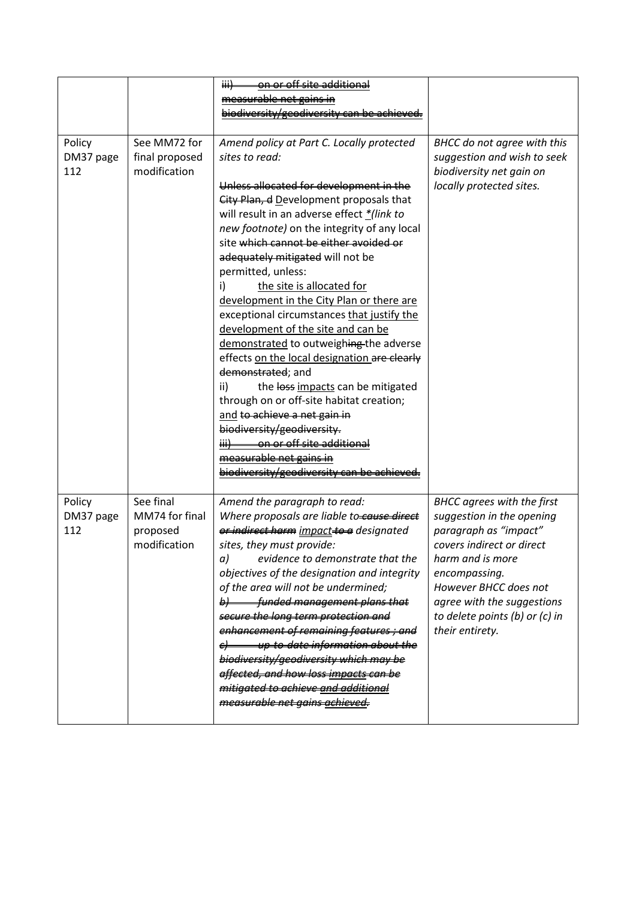| | | | |
|---|---|---|---|
| | | ~~iii) on or off site additional measurable net gains in biodiversity/geodiversity can be achieved.~~ | |
| Policy DM37 page 112 | See MM72 for final proposed modification | *Amend policy at Part C. Locally protected sites to read:*<br><br>~~Unless allocated for development in the City Plan, d~~ <u>D</u>evelopment proposals that will result in an adverse effect <u>*</u>*(link to new footnote)* on the integrity of any local site ~~which cannot be either avoided or adequately mitigated~~ will not be permitted, unless:<br>i) <u>the site is allocated for development in the City Plan or there are</u> exceptional circumstances <u>that justify the development of the site and can be demonstrated</u> to outweigh~~ing~~ the adverse effects <u>on the local designation</u> ~~are clearly demonstrated~~; and<br>ii) the ~~loss~~ <u>impacts</u> can be mitigated through on or off-site habitat creation; <u>and</u> ~~to achieve a net gain in biodiversity/geodiversity.~~<br>~~iii) on or off site additional measurable net gains in biodiversity/geodiversity can be achieved.~~ | *BHCC do not agree with this suggestion and wish to seek biodiversity net gain on locally protected sites.* |
| Policy DM37 page 112 | See final MM74 for final proposed modification | *Amend the paragraph to read:*<br>*Where proposals are liable to ~~cause direct or indirect harm~~ <u>impact</u> ~~to a~~ designated sites, they must provide:*<br>*a) evidence to demonstrate that the objectives of the designation and integrity of the area will not be undermined;*<br>*~~b) funded management plans that secure the long term protection and enhancement of remaining features ; and~~*<br>*~~c) up-to-date information about the biodiversity/geodiversity which may be affected, and how loss~~ <u>~~impacts~~</u> ~~can be mitigated to achieve~~ <u>~~and additional~~</u> ~~measurable net gains~~ <u>~~achieved~~</u>~~.~~* | *BHCC agrees with the first suggestion in the opening paragraph as "impact" covers indirect or direct harm and is more encompassing.*<br>*However BHCC does not agree with the suggestions to delete points (b) or (c) in their entirety.* |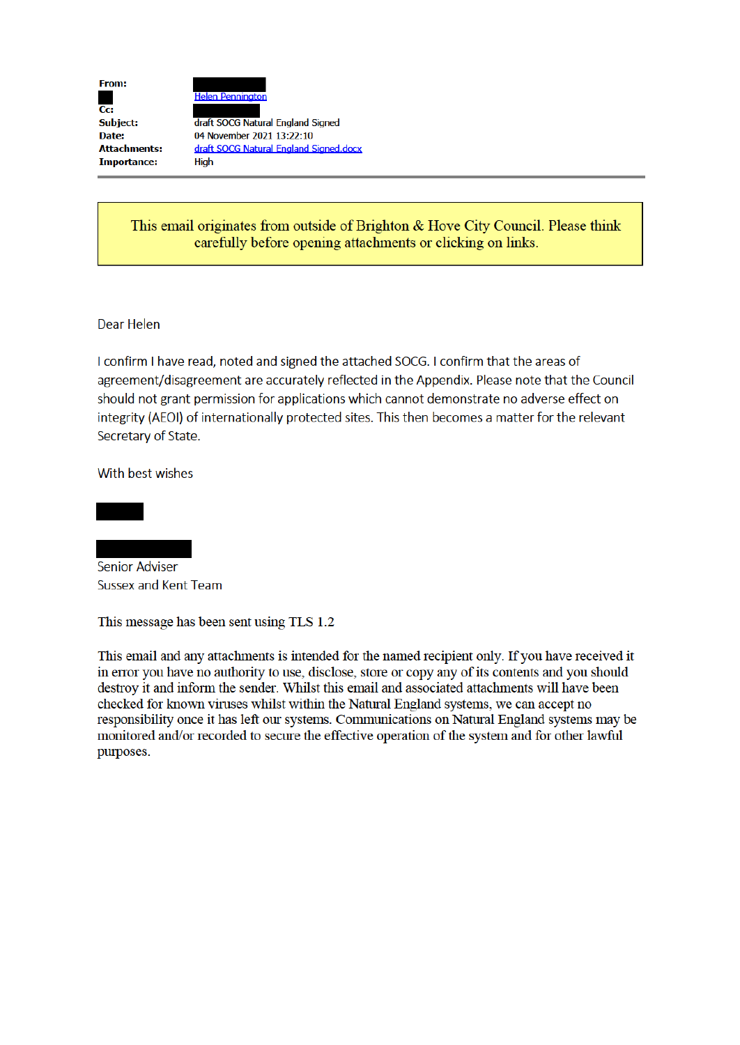**From:**
Helen Pennington
**Cc:**
**Subject:** draft SOCG Natural England Signed
**Date:** 04 November 2021 13:22:10
**Attachments:** draft SOCG Natural England Signed.docx
**Importance:** High

This email originates from outside of Brighton & Hove City Council. Please think carefully before opening attachments or clicking on links.

Dear Helen

I confirm I have read, noted and signed the attached SOCG. I confirm that the areas of agreement/disagreement are accurately reflected in the Appendix. Please note that the Council should not grant permission for applications which cannot demonstrate no adverse effect on integrity (AEOI) of internationally protected sites. This then becomes a matter for the relevant Secretary of State.

With best wishes

Senior Adviser
Sussex and Kent Team

This message has been sent using TLS 1.2

This email and any attachments is intended for the named recipient only. If you have received it in error you have no authority to use, disclose, store or copy any of its contents and you should destroy it and inform the sender. Whilst this email and associated attachments will have been checked for known viruses whilst within the Natural England systems, we can accept no responsibility once it has left our systems. Communications on Natural England systems may be monitored and/or recorded to secure the effective operation of the system and for other lawful purposes.